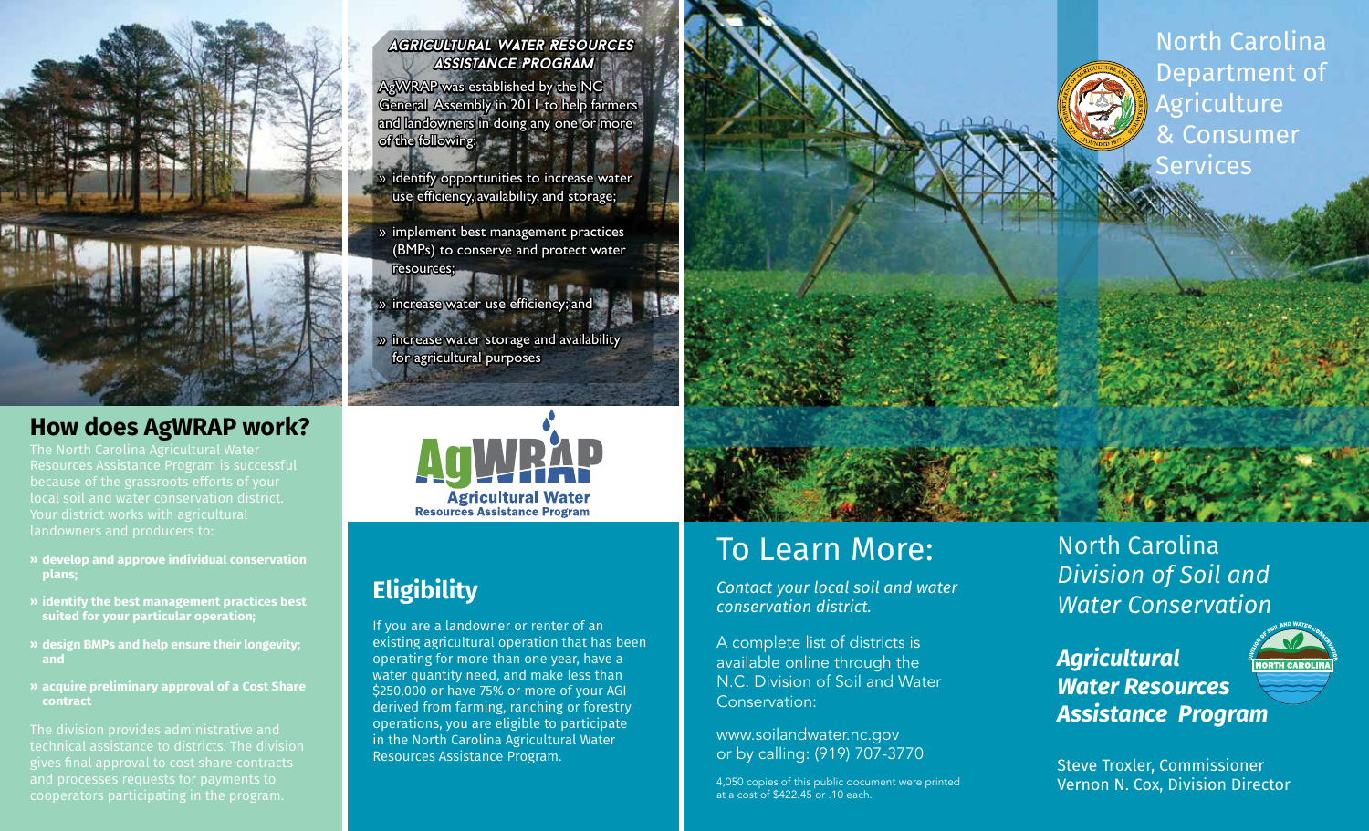## AGRICULTURAL WATER RESOURCES ASSISTANCE PROGRAM

AgWRAP was established by the NC General Assembly in 2011 to help farmers and landowners in doing any one or more of the following:

» identify opportunities to increase water use efficiency, availability, and storage;

» implement best management practices (BMPs) to conserve and protect water resources;

» increase water use efficiency; and

» increase water storage and availability for agricultural purposes

## How does AgWRAP work?

The North Carolina Agricultural Water Resources Assistance Program is successful because of the grassroots efforts of your local soil and water conservation district. Your district works with agricultural landowners and producers to:

- **develop and approve individual conservation plans;**
- **identify the best management practices best suited for your particular operation;**
- **design BMPs and help ensure their longevity; and**
- **acquire preliminary approval of a Cost Share contract**

The division provides administrative and technical assistance to districts. The division gives final approval to cost share contracts and processes requests for payments to cooperators participating in the program.

AgWRAP
Agricultural Water Resources Assistance Program

## Eligibility

If you are a landowner or renter of an existing agricultural operation that has been operating for more than one year, have a water quantity need, and make less than $250,000 or have 75% or more of your AGI derived from farming, ranching or forestry operations, you are eligible to participate in the North Carolina Agricultural Water Resources Assistance Program.

# To Learn More:

*Contact your local soil and water conservation district.*

A complete list of districts is available online through the N.C. Division of Soil and Water Conservation:

www.soilandwater.nc.gov
or by calling: (919) 707-3770

4,050 copies of this public document were printed at a cost of $422.45 or .10 each.

North Carolina Department of Agriculture & Consumer Services

North Carolina
*Division of Soil and Water Conservation*

***Agricultural Water Resources Assistance Program***

Steve Troxler, Commissioner
Vernon N. Cox, Division Director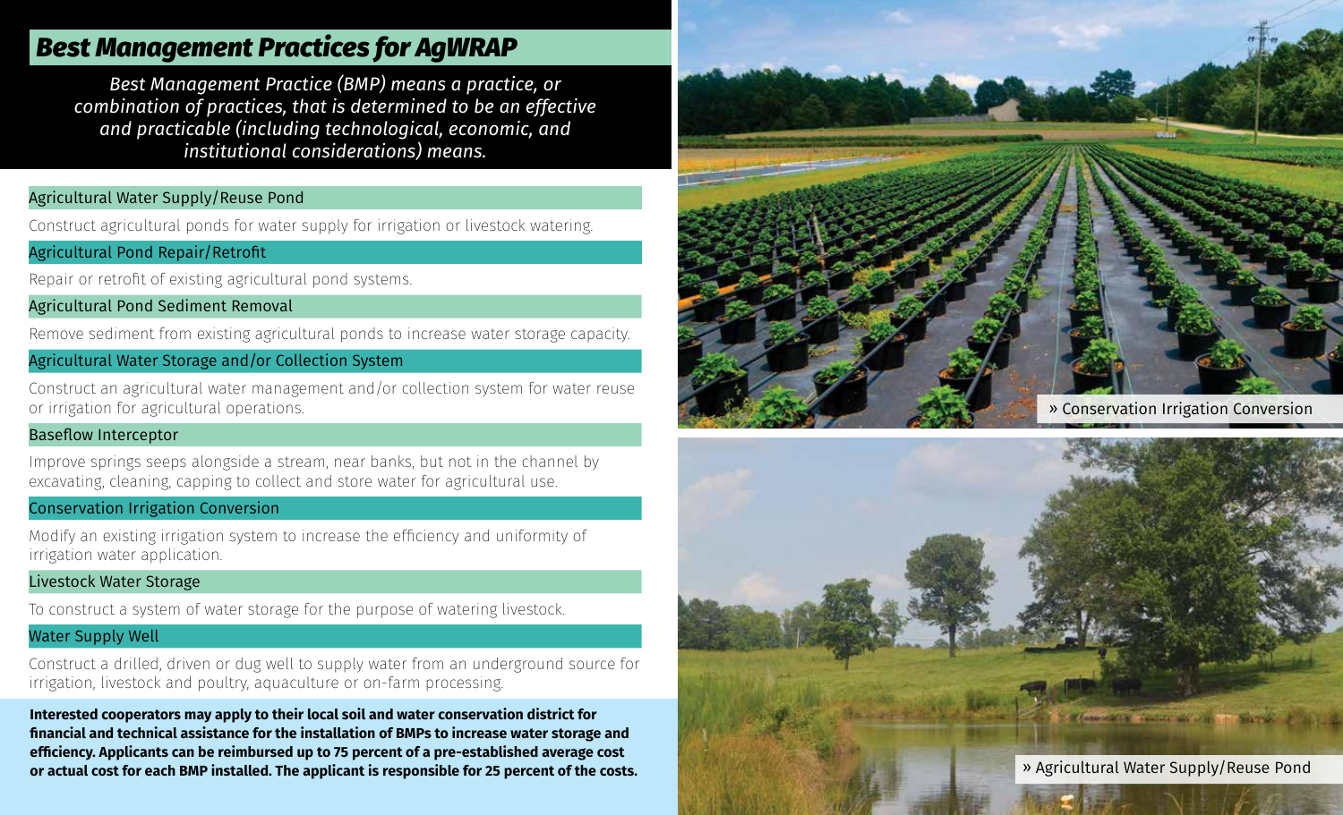# *Best Management Practices for AgWRAP*

*Best Management Practice (BMP) means a practice, or combination of practices, that is determined to be an effective and practicable (including technological, economic, and institutional considerations) means.*

## Agricultural Water Supply/Reuse Pond

Construct agricultural ponds for water supply for irrigation or livestock watering.

## Agricultural Pond Repair/Retrofit

Repair or retrofit of existing agricultural pond systems.

## Agricultural Pond Sediment Removal

Remove sediment from existing agricultural ponds to increase water storage capacity.

## Agricultural Water Storage and/or Collection System

Construct an agricultural water management and/or collection system for water reuse or irrigation for agricultural operations.

## Baseflow Interceptor

Improve springs seeps alongside a stream, near banks, but not in the channel by excavating, cleaning, capping to collect and store water for agricultural use.

## Conservation Irrigation Conversion

Modify an existing irrigation system to increase the efficiency and uniformity of irrigation water application.

## Livestock Water Storage

To construct a system of water storage for the purpose of watering livestock.

## Water Supply Well

Construct a drilled, driven or dug well to supply water from an underground source for irrigation, livestock and poultry, aquaculture or on-farm processing.

**Interested cooperators may apply to their local soil and water conservation district for financial and technical assistance for the installation of BMPs to increase water storage and efficiency. Applicants can be reimbursed up to 75 percent of a pre-established average cost or actual cost for each BMP installed. The applicant is responsible for 25 percent of the costs.**

» Conservation Irrigation Conversion

» Agricultural Water Supply/Reuse Pond